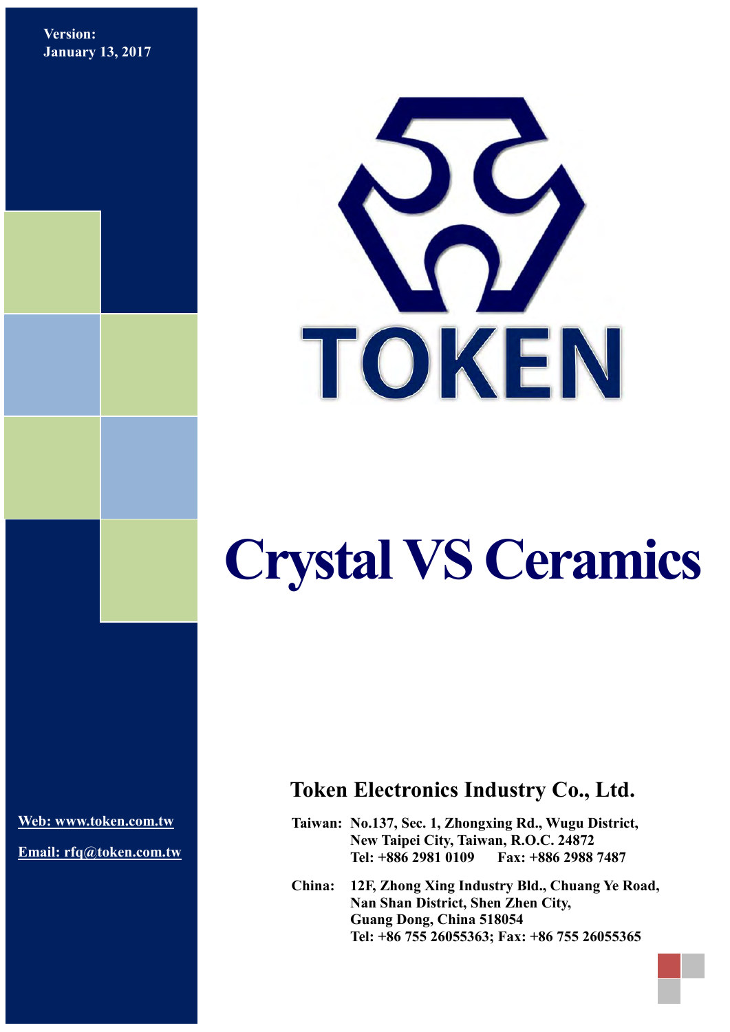Version:
January 13, 2017

TOKEN

# Crystal VS Ceramics

## Token Electronics Industry Co., Ltd.

**Taiwan:** No.137, Sec. 1, Zhongxing Rd., Wugu District,
New Taipei City, Taiwan, R.O.C. 24872
Tel: +886 2981 0109 Fax: +886 2988 7487

**China:** 12F, Zhong Xing Industry Bld., Chuang Ye Road,
Nan Shan District, Shen Zhen City,
Guang Dong, China 518054
Tel: +86 755 26055363; Fax: +86 755 26055365

Web: www.token.com.tw

Email: rfq@token.com.tw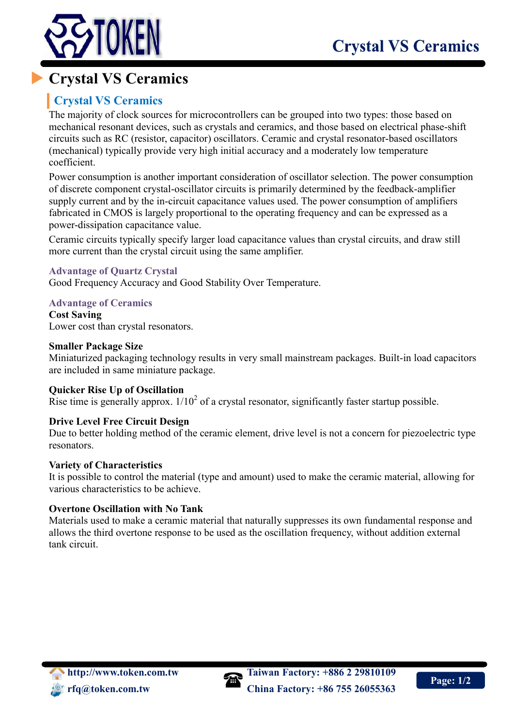# Crystal VS Ceramics

## Crystal VS Ceramics

The majority of clock sources for microcontrollers can be grouped into two types: those based on mechanical resonant devices, such as crystals and ceramics, and those based on electrical phase-shift circuits such as RC (resistor, capacitor) oscillators. Ceramic and crystal resonator-based oscillators (mechanical) typically provide very high initial accuracy and a moderately low temperature coefficient.

Power consumption is another important consideration of oscillator selection. The power consumption of discrete component crystal-oscillator circuits is primarily determined by the feedback-amplifier supply current and by the in-circuit capacitance values used. The power consumption of amplifiers fabricated in CMOS is largely proportional to the operating frequency and can be expressed as a power-dissipation capacitance value.

Ceramic circuits typically specify larger load capacitance values than crystal circuits, and draw still more current than the crystal circuit using the same amplifier.

### Advantage of Quartz Crystal

Good Frequency Accuracy and Good Stability Over Temperature.

### Advantage of Ceramics

**Cost Saving**

Lower cost than crystal resonators.

**Smaller Package Size**

Miniaturized packaging technology results in very small mainstream packages. Built-in load capacitors are included in same miniature package.

**Quicker Rise Up of Oscillation**

Rise time is generally approx. $1/10^2$ of a crystal resonator, significantly faster startup possible.

**Drive Level Free Circuit Design**

Due to better holding method of the ceramic element, drive level is not a concern for piezoelectric type resonators.

**Variety of Characteristics**

It is possible to control the material (type and amount) used to make the ceramic material, allowing for various characteristics to be achieve.

**Overtone Oscillation with No Tank**

Materials used to make a ceramic material that naturally suppresses its own fundamental response and allows the third overtone response to be used as the oscillation frequency, without addition external tank circuit.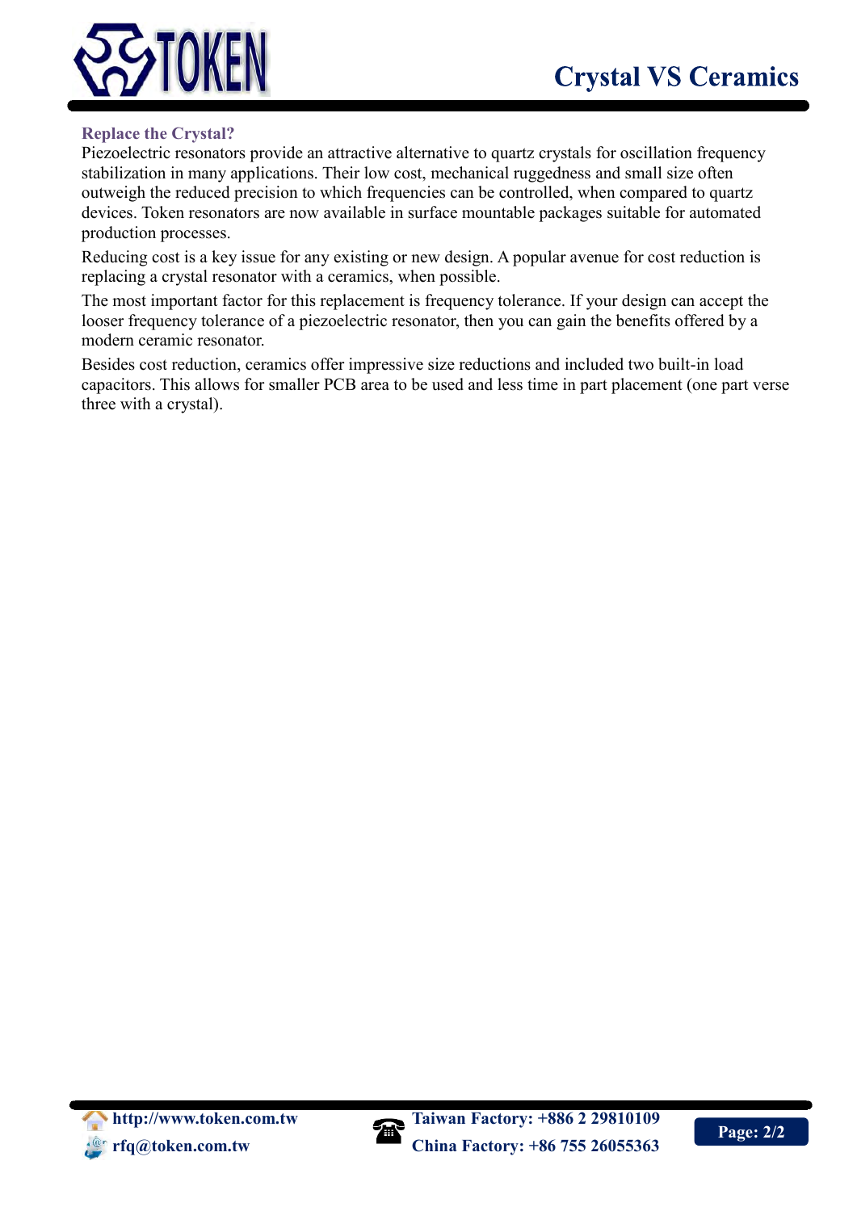## Replace the Crystal?

Piezoelectric resonators provide an attractive alternative to quartz crystals for oscillation frequency stabilization in many applications. Their low cost, mechanical ruggedness and small size often outweigh the reduced precision to which frequencies can be controlled, when compared to quartz devices. Token resonators are now available in surface mountable packages suitable for automated production processes.

Reducing cost is a key issue for any existing or new design. A popular avenue for cost reduction is replacing a crystal resonator with a ceramics, when possible.

The most important factor for this replacement is frequency tolerance. If your design can accept the looser frequency tolerance of a piezoelectric resonator, then you can gain the benefits offered by a modern ceramic resonator.

Besides cost reduction, ceramics offer impressive size reductions and included two built-in load capacitors. This allows for smaller PCB area to be used and less time in part placement (one part verse three with a crystal).